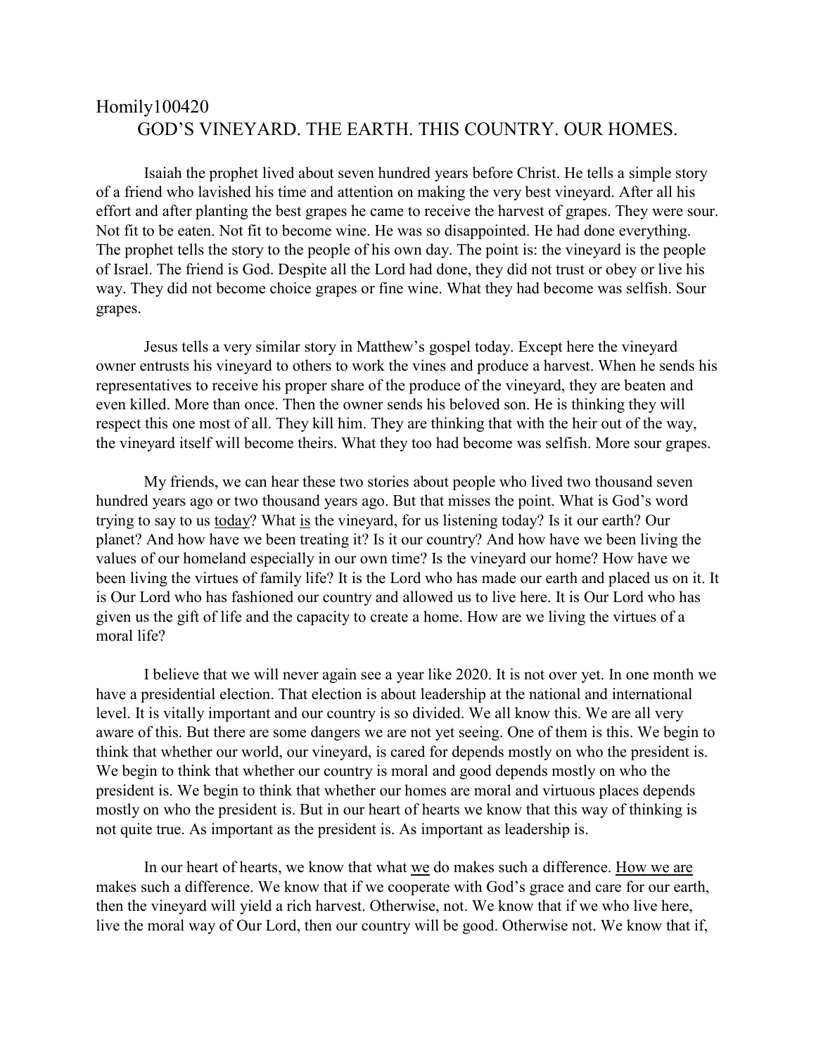# Homily100420

## GOD'S VINEYARD. THE EARTH. THIS COUNTRY. OUR HOMES.

Isaiah the prophet lived about seven hundred years before Christ. He tells a simple story of a friend who lavished his time and attention on making the very best vineyard. After all his effort and after planting the best grapes he came to receive the harvest of grapes. They were sour. Not fit to be eaten. Not fit to become wine. He was so disappointed. He had done everything. The prophet tells the story to the people of his own day. The point is: the vineyard is the people of Israel. The friend is God. Despite all the Lord had done, they did not trust or obey or live his way. They did not become choice grapes or fine wine. What they had become was selfish. Sour grapes.

Jesus tells a very similar story in Matthew's gospel today. Except here the vineyard owner entrusts his vineyard to others to work the vines and produce a harvest. When he sends his representatives to receive his proper share of the produce of the vineyard, they are beaten and even killed. More than once. Then the owner sends his beloved son. He is thinking they will respect this one most of all. They kill him. They are thinking that with the heir out of the way, the vineyard itself will become theirs. What they too had become was selfish. More sour grapes.

My friends, we can hear these two stories about people who lived two thousand seven hundred years ago or two thousand years ago. But that misses the point. What is God's word trying to say to us <u>today</u>? What <u>is</u> the vineyard, for us listening today? Is it our earth? Our planet? And how have we been treating it? Is it our country? And how have we been living the values of our homeland especially in our own time? Is the vineyard our home? How have we been living the virtues of family life? It is the Lord who has made our earth and placed us on it. It is Our Lord who has fashioned our country and allowed us to live here. It is Our Lord who has given us the gift of life and the capacity to create a home. How are we living the virtues of a moral life?

I believe that we will never again see a year like 2020. It is not over yet. In one month we have a presidential election. That election is about leadership at the national and international level. It is vitally important and our country is so divided. We all know this. We are all very aware of this. But there are some dangers we are not yet seeing. One of them is this. We begin to think that whether our world, our vineyard, is cared for depends mostly on who the president is. We begin to think that whether our country is moral and good depends mostly on who the president is. We begin to think that whether our homes are moral and virtuous places depends mostly on who the president is. But in our heart of hearts we know that this way of thinking is not quite true. As important as the president is. As important as leadership is.

In our heart of hearts, we know that what <u>we</u> do makes such a difference. <u>How we are</u> makes such a difference. We know that if we cooperate with God's grace and care for our earth, then the vineyard will yield a rich harvest. Otherwise, not. We know that if we who live here, live the moral way of Our Lord, then our country will be good. Otherwise not. We know that if,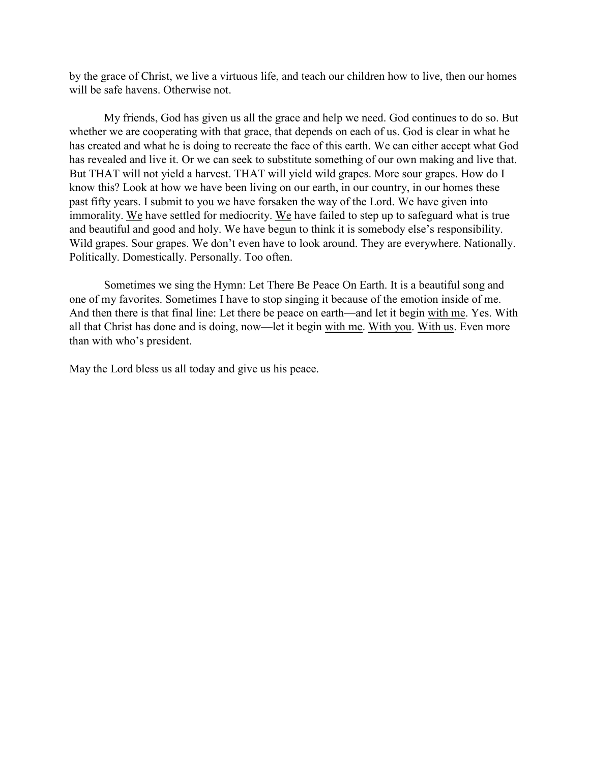by the grace of Christ, we live a virtuous life, and teach our children how to live, then our homes will be safe havens. Otherwise not.

My friends, God has given us all the grace and help we need. God continues to do so. But whether we are cooperating with that grace, that depends on each of us. God is clear in what he has created and what he is doing to recreate the face of this earth. We can either accept what God has revealed and live it. Or we can seek to substitute something of our own making and live that. But THAT will not yield a harvest. THAT will yield wild grapes. More sour grapes. How do I know this? Look at how we have been living on our earth, in our country, in our homes these past fifty years. I submit to you <u>we</u> have forsaken the way of the Lord. <u>We</u> have given into immorality. <u>We</u> have settled for mediocrity. <u>We</u> have failed to step up to safeguard what is true and beautiful and good and holy. We have begun to think it is somebody else's responsibility. Wild grapes. Sour grapes. We don't even have to look around. They are everywhere. Nationally. Politically. Domestically. Personally. Too often.

Sometimes we sing the Hymn: Let There Be Peace On Earth. It is a beautiful song and one of my favorites. Sometimes I have to stop singing it because of the emotion inside of me. And then there is that final line: Let there be peace on earth—and let it begin <u>with me</u>. Yes. With all that Christ has done and is doing, now—let it begin <u>with me</u>. <u>With you</u>. <u>With us</u>. Even more than with who's president.

May the Lord bless us all today and give us his peace.